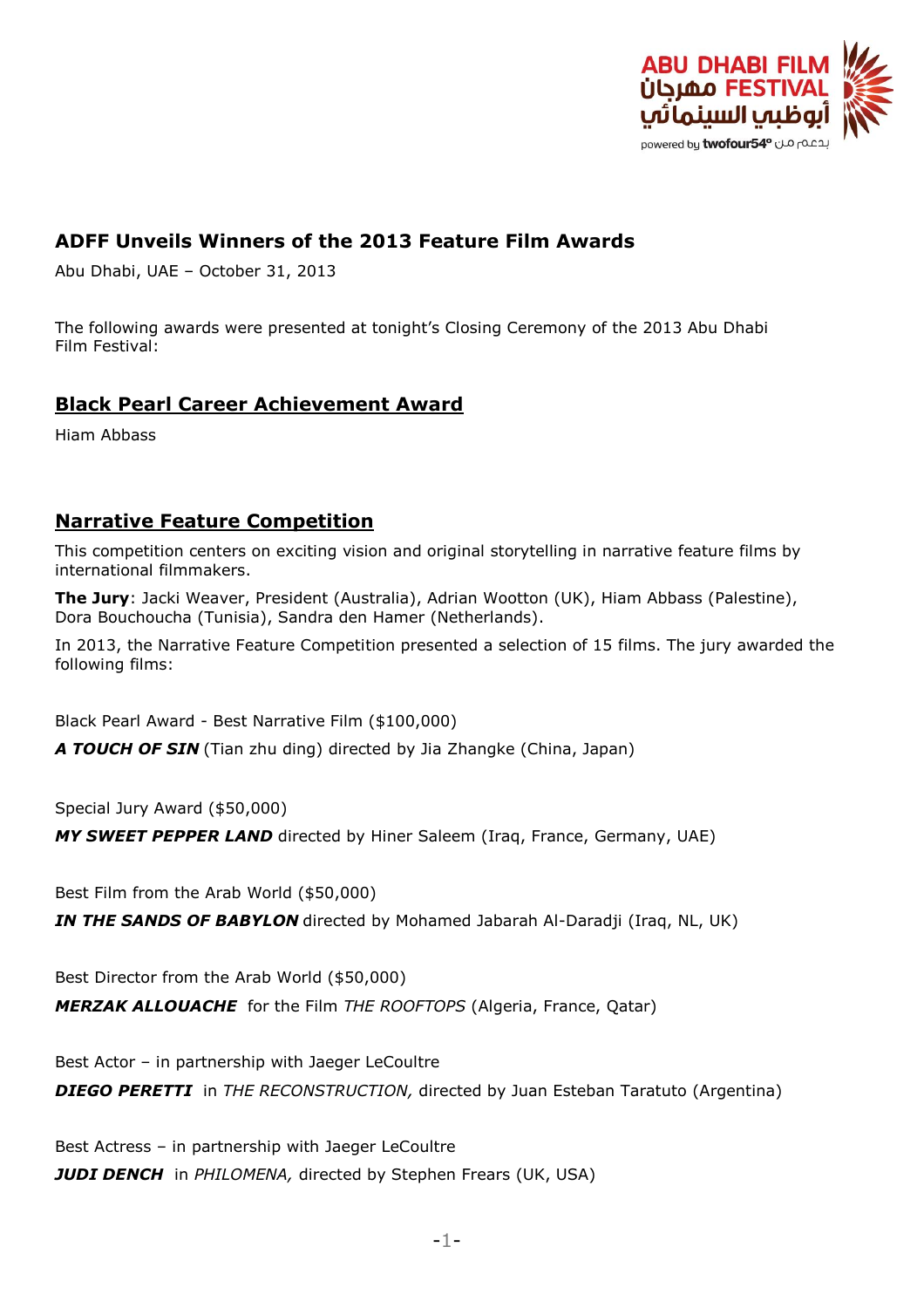## ADFF Unveils Winners of the 2013 Feature Film Awards

Abu Dhabi, UAE – October 31, 2013

The following awards were presented at tonight's Closing Ceremony of the 2013 Abu Dhabi Film Festival:

### Black Pearl Career Achievement Award

Hiam Abbass

### Narrative Feature Competition

This competition centers on exciting vision and original storytelling in narrative feature films by international filmmakers.

**The Jury**: Jacki Weaver, President (Australia), Adrian Wootton (UK), Hiam Abbass (Palestine), Dora Bouchoucha (Tunisia), Sandra den Hamer (Netherlands).

In 2013, the Narrative Feature Competition presented a selection of 15 films. The jury awarded the following films:

Black Pearl Award - Best Narrative Film ($100,000)

***A TOUCH OF SIN*** (Tian zhu ding) directed by Jia Zhangke (China, Japan)

Special Jury Award ($50,000)

***MY SWEET PEPPER LAND*** directed by Hiner Saleem (Iraq, France, Germany, UAE)

Best Film from the Arab World ($50,000)

***IN THE SANDS OF BABYLON*** directed by Mohamed Jabarah Al-Daradji (Iraq, NL, UK)

Best Director from the Arab World ($50,000)

***MERZAK ALLOUACHE*** for the Film *THE ROOFTOPS* (Algeria, France, Qatar)

Best Actor – in partnership with Jaeger LeCoultre

***DIEGO PERETTI*** in *THE RECONSTRUCTION,* directed by Juan Esteban Taratuto (Argentina)

Best Actress – in partnership with Jaeger LeCoultre

***JUDI DENCH*** in *PHILOMENA,* directed by Stephen Frears (UK, USA)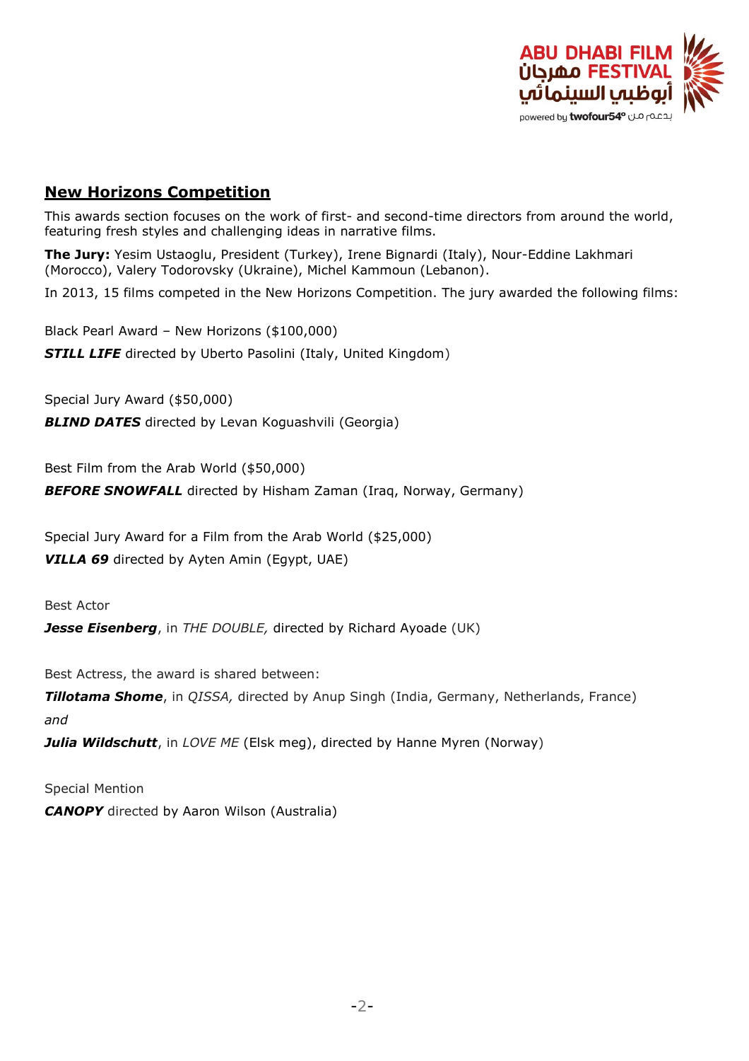## New Horizons Competition

This awards section focuses on the work of first- and second-time directors from around the world, featuring fresh styles and challenging ideas in narrative films.

**The Jury:** Yesim Ustaoglu, President (Turkey), Irene Bignardi (Italy), Nour-Eddine Lakhmari (Morocco), Valery Todorovsky (Ukraine), Michel Kammoun (Lebanon).

In 2013, 15 films competed in the New Horizons Competition. The jury awarded the following films:

Black Pearl Award – New Horizons ($100,000)

***STILL LIFE*** directed by Uberto Pasolini (Italy, United Kingdom)

Special Jury Award ($50,000)

***BLIND DATES*** directed by Levan Koguashvili (Georgia)

Best Film from the Arab World ($50,000)

***BEFORE SNOWFALL*** directed by Hisham Zaman (Iraq, Norway, Germany)

Special Jury Award for a Film from the Arab World ($25,000)

***VILLA 69*** directed by Ayten Amin (Egypt, UAE)

Best Actor

***Jesse Eisenberg***, in *THE DOUBLE,* directed by Richard Ayoade (UK)

Best Actress, the award is shared between:

***Tillotama Shome***, in *QISSA,* directed by Anup Singh (India, Germany, Netherlands, France)

*and*

***Julia Wildschutt***, in *LOVE ME* (Elsk meg), directed by Hanne Myren (Norway)

Special Mention

***CANOPY*** directed by Aaron Wilson (Australia)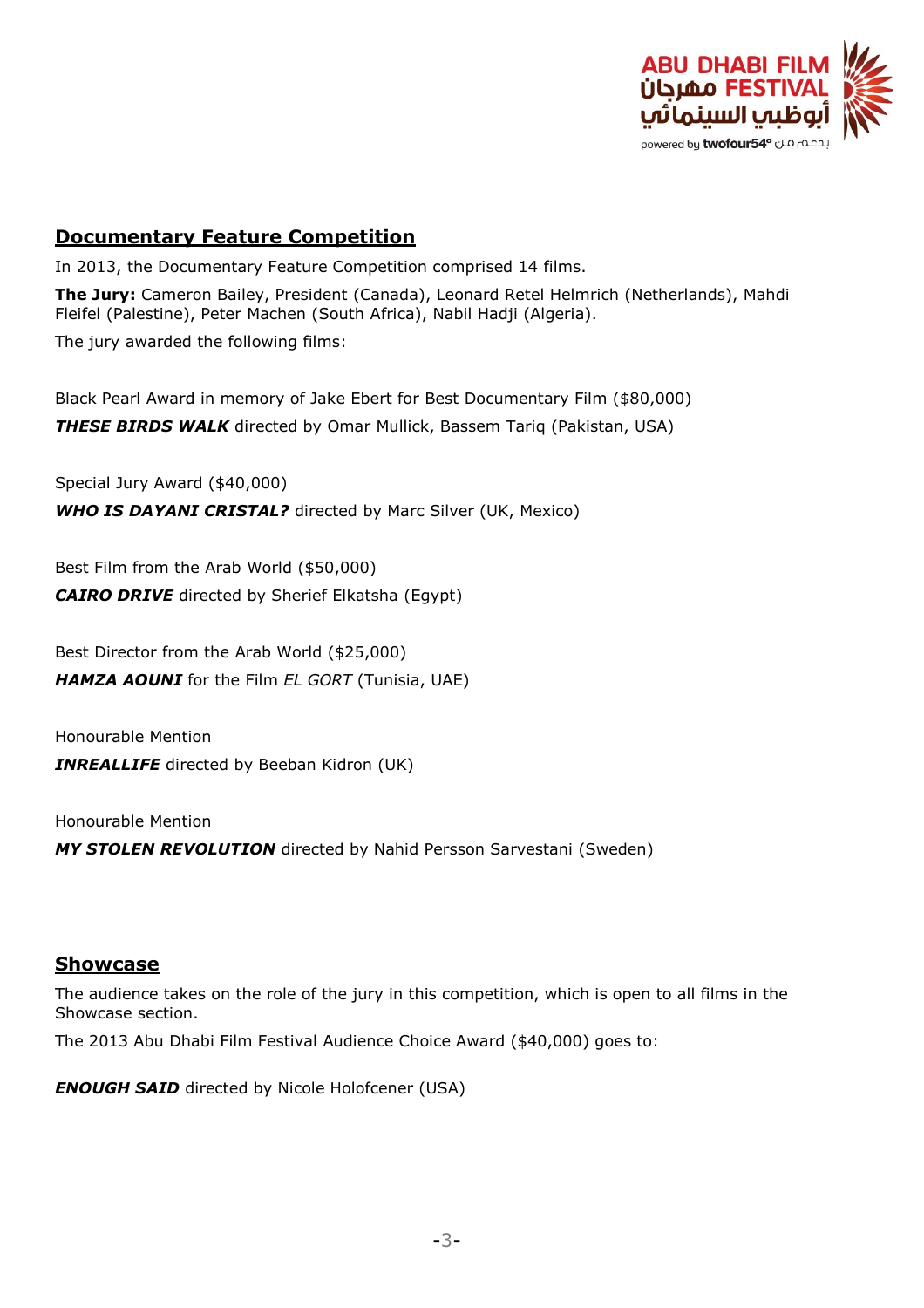## Documentary Feature Competition

In 2013, the Documentary Feature Competition comprised 14 films.

**The Jury:** Cameron Bailey, President (Canada), Leonard Retel Helmrich (Netherlands), Mahdi Fleifel (Palestine), Peter Machen (South Africa), Nabil Hadji (Algeria).

The jury awarded the following films:

Black Pearl Award in memory of Jake Ebert for Best Documentary Film ($80,000)

***THESE BIRDS WALK*** directed by Omar Mullick, Bassem Tariq (Pakistan, USA)

Special Jury Award ($40,000)

***WHO IS DAYANI CRISTAL?*** directed by Marc Silver (UK, Mexico)

Best Film from the Arab World ($50,000)

***CAIRO DRIVE*** directed by Sherief Elkatsha (Egypt)

Best Director from the Arab World ($25,000)

***HAMZA AOUNI*** for the Film *EL GORT* (Tunisia, UAE)

Honourable Mention

***INREALLIFE*** directed by Beeban Kidron (UK)

Honourable Mention

***MY STOLEN REVOLUTION*** directed by Nahid Persson Sarvestani (Sweden)

## Showcase

The audience takes on the role of the jury in this competition, which is open to all films in the Showcase section.

The 2013 Abu Dhabi Film Festival Audience Choice Award ($40,000) goes to:

***ENOUGH SAID*** directed by Nicole Holofcener (USA)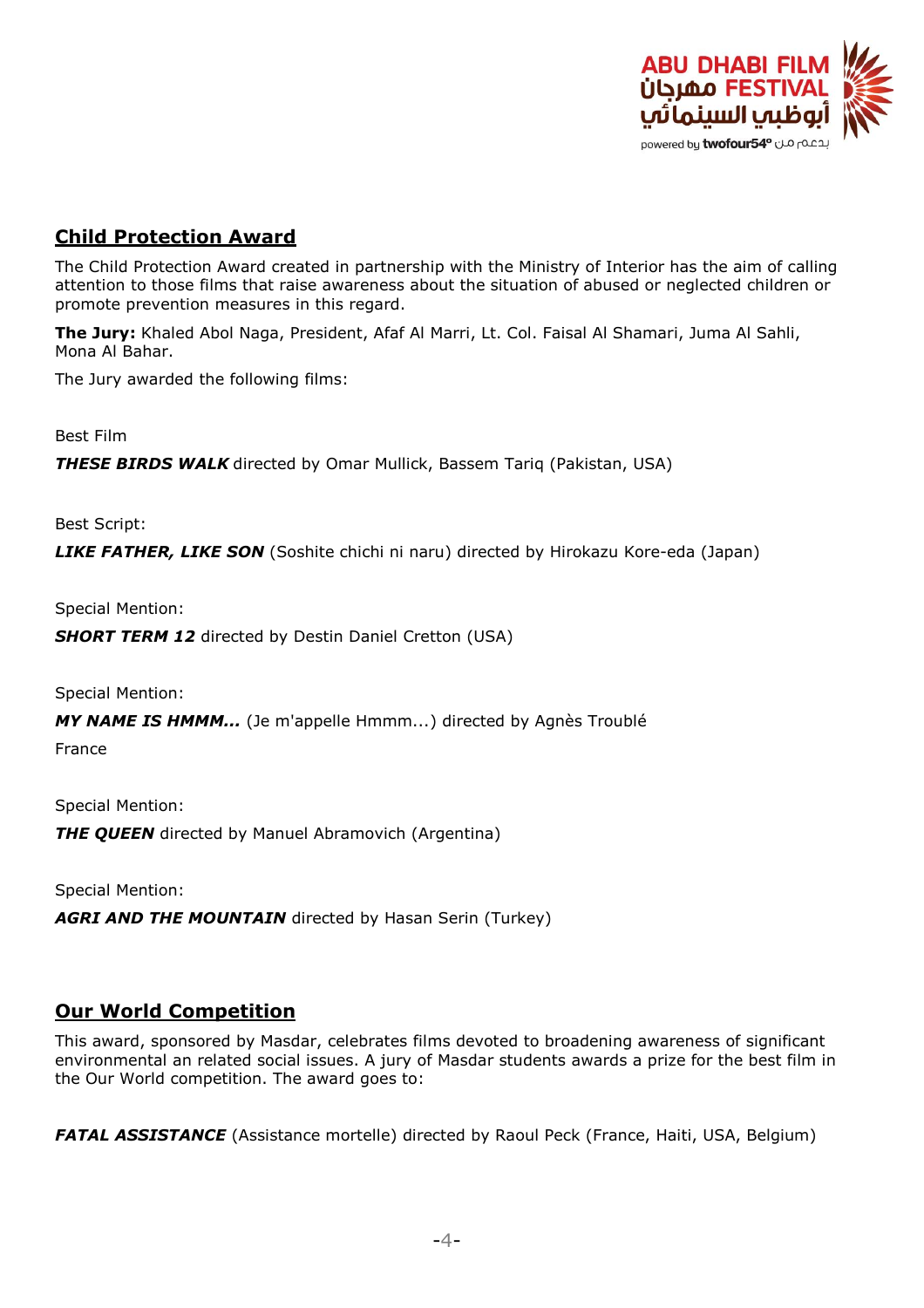## Child Protection Award

The Child Protection Award created in partnership with the Ministry of Interior has the aim of calling attention to those films that raise awareness about the situation of abused or neglected children or promote prevention measures in this regard.

**The Jury:** Khaled Abol Naga, President, Afaf Al Marri, Lt. Col. Faisal Al Shamari, Juma Al Sahli, Mona Al Bahar.

The Jury awarded the following films:

Best Film

***THESE BIRDS WALK*** directed by Omar Mullick, Bassem Tariq (Pakistan, USA)

Best Script:

***LIKE FATHER, LIKE SON*** (Soshite chichi ni naru) directed by Hirokazu Kore-eda (Japan)

Special Mention:

***SHORT TERM 12*** directed by Destin Daniel Cretton (USA)

Special Mention:

***MY NAME IS HMMM...*** (Je m'appelle Hmmm...) directed by Agnès Troublé

France

Special Mention:

***THE QUEEN*** directed by Manuel Abramovich (Argentina)

Special Mention:

***AGRI AND THE MOUNTAIN*** directed by Hasan Serin (Turkey)

## Our World Competition

This award, sponsored by Masdar, celebrates films devoted to broadening awareness of significant environmental an related social issues. A jury of Masdar students awards a prize for the best film in the Our World competition. The award goes to:

***FATAL ASSISTANCE*** (Assistance mortelle) directed by Raoul Peck (France, Haiti, USA, Belgium)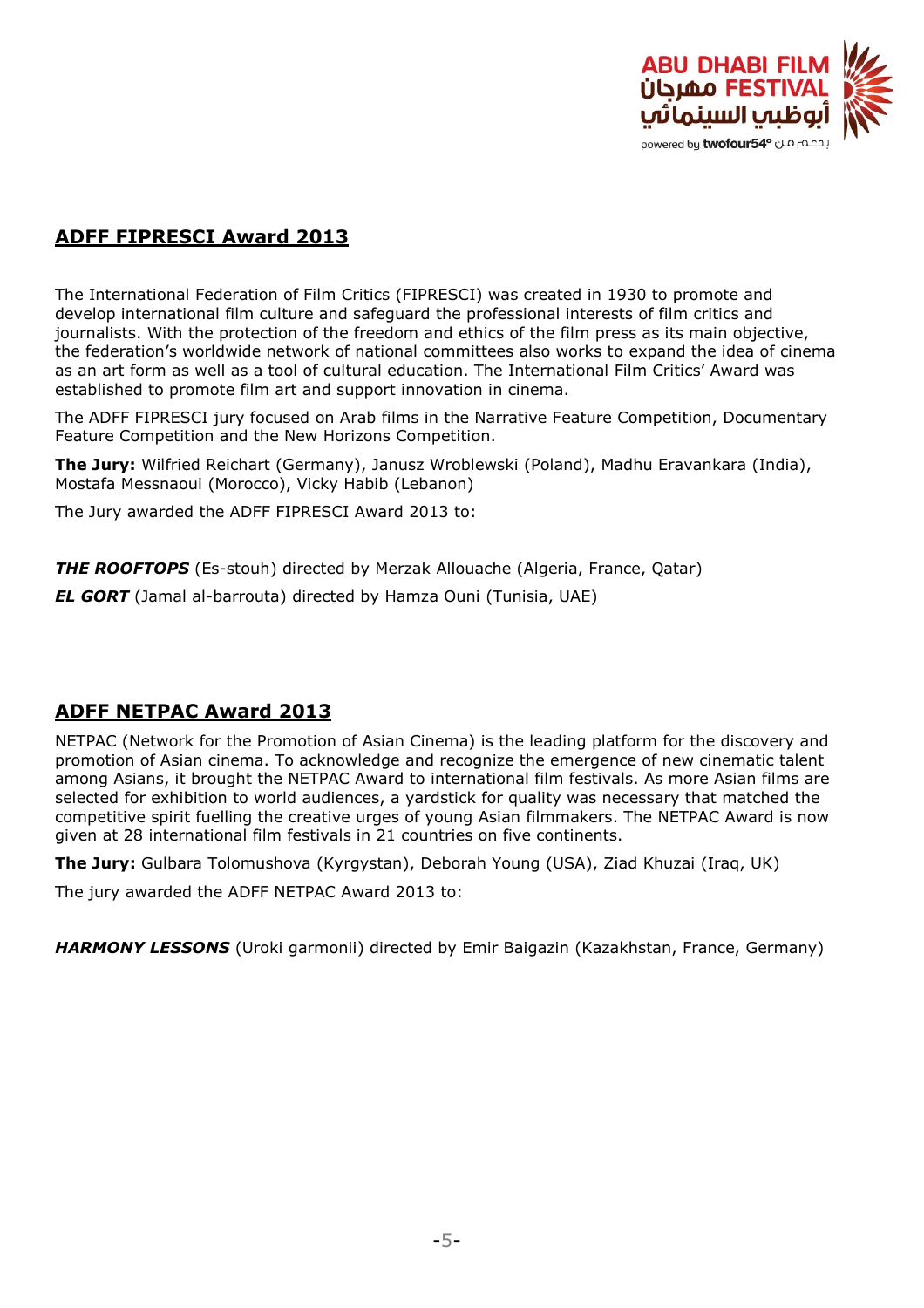## ADFF FIPRESCI Award 2013

The International Federation of Film Critics (FIPRESCI) was created in 1930 to promote and develop international film culture and safeguard the professional interests of film critics and journalists. With the protection of the freedom and ethics of the film press as its main objective, the federation's worldwide network of national committees also works to expand the idea of cinema as an art form as well as a tool of cultural education. The International Film Critics' Award was established to promote film art and support innovation in cinema.

The ADFF FIPRESCI jury focused on Arab films in the Narrative Feature Competition, Documentary Feature Competition and the New Horizons Competition.

**The Jury:** Wilfried Reichart (Germany), Janusz Wroblewski (Poland), Madhu Eravankara (India), Mostafa Messnaoui (Morocco), Vicky Habib (Lebanon)

The Jury awarded the ADFF FIPRESCI Award 2013 to:

***THE ROOFTOPS*** (Es-stouh) directed by Merzak Allouache (Algeria, France, Qatar)

***EL GORT*** (Jamal al-barrouta) directed by Hamza Ouni (Tunisia, UAE)

## ADFF NETPAC Award 2013

NETPAC (Network for the Promotion of Asian Cinema) is the leading platform for the discovery and promotion of Asian cinema. To acknowledge and recognize the emergence of new cinematic talent among Asians, it brought the NETPAC Award to international film festivals. As more Asian films are selected for exhibition to world audiences, a yardstick for quality was necessary that matched the competitive spirit fuelling the creative urges of young Asian filmmakers. The NETPAC Award is now given at 28 international film festivals in 21 countries on five continents.

**The Jury:** Gulbara Tolomushova (Kyrgystan), Deborah Young (USA), Ziad Khuzai (Iraq, UK)

The jury awarded the ADFF NETPAC Award 2013 to:

***HARMONY LESSONS*** (Uroki garmonii) directed by Emir Baigazin (Kazakhstan, France, Germany)